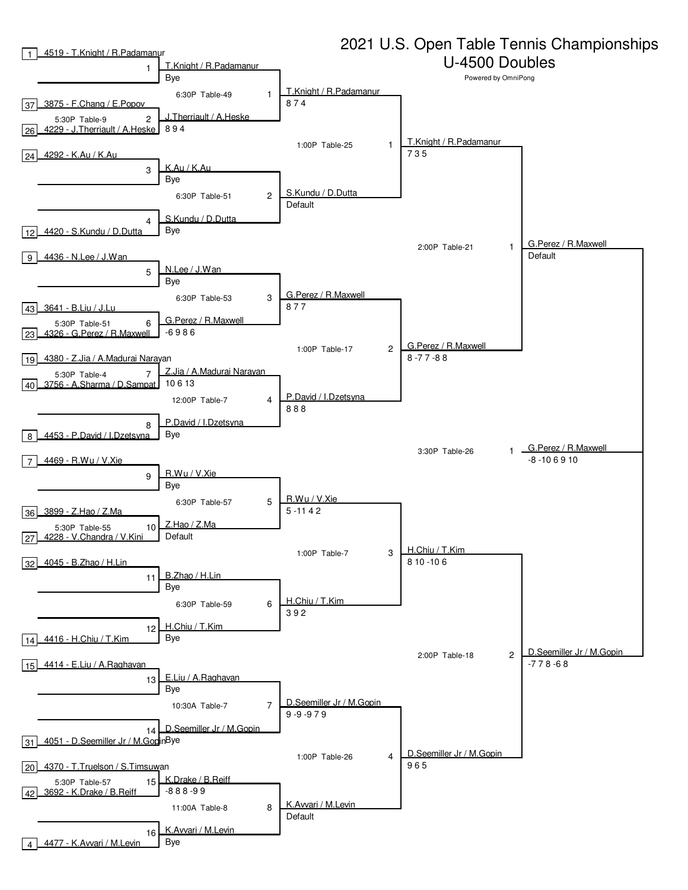# 2021 U.S. Open Table Tennis Championships

## U-4500 Doubles

Powered by OmniPong

### Round 1

| Match | Time / Table | Players | Winner | Score |
|---|---|---|---|---|
| 1 | | [1] 4519 - T.Knight / R.Padamanur vs Bye | T.Knight / R.Padamanur | Bye |
| 2 | 5:30P Table-9 | [37] 3875 - F.Chang / E.Popov vs [26] 4229 - J.Therriault / A.Heske | J.Therriault / A.Heske | 8 9 4 |
| 3 | | [24] 4292 - K.Au / K.Au vs Bye | K.Au / K.Au | Bye |
| 4 | | Bye vs [12] 4420 - S.Kundu / D.Dutta | S.Kundu / D.Dutta | Bye |
| 5 | | [9] 4436 - N.Lee / J.Wan vs Bye | N.Lee / J.Wan | Bye |
| 6 | 5:30P Table-51 | [43] 3641 - B.Liu / J.Lu vs [23] 4326 - G.Perez / R.Maxwell | G.Perez / R.Maxwell | -6 9 8 6 |
| 7 | 5:30P Table-4 | [19] 4380 - Z.Jia / A.Madurai Narayan vs [40] 3756 - A.Sharma / D.Sampat | Z.Jia / A.Madurai Narayan | 10 6 13 |
| 8 | | Bye vs [8] 4453 - P.David / I.Dzetsyna | P.David / I.Dzetsyna | Bye |
| 9 | | [7] 4469 - R.Wu / V.Xie vs Bye | R.Wu / V.Xie | Bye |
| 10 | 5:30P Table-55 | [36] 3899 - Z.Hao / Z.Ma vs [27] 4228 - V.Chandra / V.Kini | Z.Hao / Z.Ma | Default |
| 11 | | [32] 4045 - B.Zhao / H.Lin vs Bye | B.Zhao / H.Lin | Bye |
| 12 | | Bye vs [14] 4416 - H.Chiu / T.Kim | H.Chiu / T.Kim | Bye |
| 13 | | [15] 4414 - E.Liu / A.Raghavan vs Bye | E.Liu / A.Raghavan | Bye |
| 14 | | Bye vs [31] 4051 - D.Seemiller Jr / M.Gopin | D.Seemiller Jr / M.Gopin | Bye |
| 15 | 5:30P Table-57 | [20] 4370 - T.Truelson / S.Timsuwan vs [42] 3692 - K.Drake / B.Reiff | K.Drake / B.Reiff | -8 8 8 -9 9 |
| 16 | | Bye vs [4] 4477 - K.Avvari / M.Levin | K.Avvari / M.Levin | Bye |

### Round 2

| Match | Time / Table | Winner | Score |
|---|---|---|---|
| 1 | 6:30P Table-49 | T.Knight / R.Padamanur | 8 7 4 |
| 2 | 6:30P Table-51 | S.Kundu / D.Dutta | Default |
| 3 | 6:30P Table-53 | G.Perez / R.Maxwell | 8 7 7 |
| 4 | 12:00P Table-7 | P.David / I.Dzetsyna | 8 8 8 |
| 5 | 6:30P Table-57 | R.Wu / V.Xie | 5 -11 4 2 |
| 6 | 6:30P Table-59 | H.Chiu / T.Kim | 3 9 2 |
| 7 | 10:30A Table-7 | D.Seemiller Jr / M.Gopin | 9 -9 -9 7 9 |
| 8 | 11:00A Table-8 | K.Avvari / M.Levin | Default |

### Quarterfinals

| Match | Time / Table | Winner | Score |
|---|---|---|---|
| 1 | 1:00P Table-25 | T.Knight / R.Padamanur | 7 3 5 |
| 2 | 1:00P Table-17 | G.Perez / R.Maxwell | 8 -7 7 -8 8 |
| 3 | 1:00P Table-7 | H.Chiu / T.Kim | 8 10 -10 6 |
| 4 | 1:00P Table-26 | D.Seemiller Jr / M.Gopin | 9 6 5 |

### Semifinals

| Match | Time / Table | Winner | Score |
|---|---|---|---|
| 1 | 2:00P Table-21 | G.Perez / R.Maxwell | Default |
| 2 | 2:00P Table-18 | D.Seemiller Jr / M.Gopin | -7 7 8 -6 8 |

### Final

| Match | Time / Table | Winner | Score |
|---|---|---|---|
| 1 | 3:30P Table-26 | G.Perez / R.Maxwell | -8 -10 6 9 10 |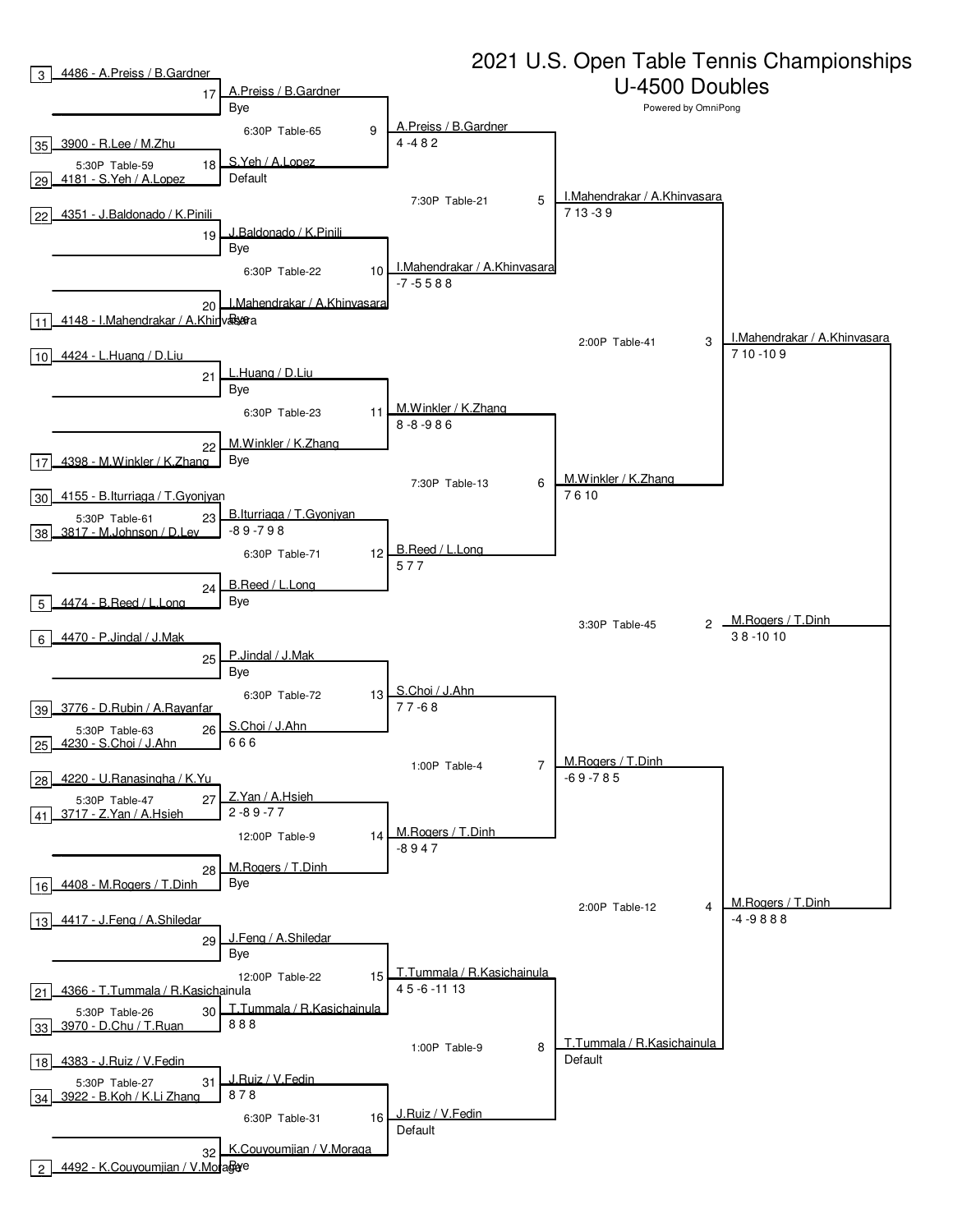# 2021 U.S. Open Table Tennis Championships

## U-4500 Doubles

Powered by OmniPong

### First Round

| Match | Seed | Team | Seed | Team | Time / Table | Winner | Score |
|---|---|---|---|---|---|---|---|
| 17 | 3 | 4486 - A.Preiss / B.Gardner | | | | A.Preiss / B.Gardner | Bye |
| 18 | 35 | 3900 - R.Lee / M.Zhu | 29 | 4181 - S.Yeh / A.Lopez | 5:30P Table-59 | S.Yeh / A.Lopez | Default |
| 19 | 22 | 4351 - J.Baldonado / K.Pinili | | | | J.Baldonado / K.Pinili | Bye |
| 20 | | | 11 | 4148 - I.Mahendrakar / A.Khinvasara | | I.Mahendrakar / A.Khinvasara | Bye |
| 21 | 10 | 4424 - L.Huang / D.Liu | | | | L.Huang / D.Liu | Bye |
| 22 | | | 17 | 4398 - M.Winkler / K.Zhang | | M.Winkler / K.Zhang | Bye |
| 23 | 30 | 4155 - B.Iturriaga / T.Gyonjyan | 38 | 3817 - M.Johnson / D.Lev | 5:30P Table-61 | B.Iturriaga / T.Gyonjyan | -8 9 -7 9 8 |
| 24 | | | 5 | 4474 - B.Reed / L.Long | | B.Reed / L.Long | Bye |
| 25 | 6 | 4470 - P.Jindal / J.Mak | | | | P.Jindal / J.Mak | Bye |
| 26 | 39 | 3776 - D.Rubin / A.Rayanfar | 25 | 4230 - S.Choi / J.Ahn | 5:30P Table-63 | S.Choi / J.Ahn | 6 6 6 |
| 27 | 28 | 4220 - U.Ranasingha / K.Yu | 41 | 3717 - Z.Yan / A.Hsieh | 5:30P Table-47 | Z.Yan / A.Hsieh | 2 -8 9 -7 7 |
| 28 | | | 16 | 4408 - M.Rogers / T.Dinh | | M.Rogers / T.Dinh | Bye |
| 29 | 13 | 4417 - J.Feng / A.Shiledar | | | | J.Feng / A.Shiledar | Bye |
| 30 | 21 | 4366 - T.Tummala / R.Kasichainula | 33 | 3970 - D.Chu / T.Ruan | 5:30P Table-26 | T.Tummala / R.Kasichainula | 8 8 8 |
| 31 | 18 | 4383 - J.Ruiz / V.Fedin | 34 | 3922 - B.Koh / K.Li Zhang | 5:30P Table-27 | J.Ruiz / V.Fedin | 8 7 8 |
| 32 | | | 2 | 4492 - K.Couyoumjian / V.Moraga | | K.Couyoumjian / V.Moraga | Bye |

### Round of 16

| Match | Time / Table | Winner | Score |
|---|---|---|---|
| 9 | 6:30P Table-65 | A.Preiss / B.Gardner | 4 -4 8 2 |
| 10 | 6:30P Table-22 | I.Mahendrakar / A.Khinvasara | -7 -5 5 8 8 |
| 11 | 6:30P Table-23 | M.Winkler / K.Zhang | 8 -8 -9 8 6 |
| 12 | 6:30P Table-71 | B.Reed / L.Long | 5 7 7 |
| 13 | 6:30P Table-72 | S.Choi / J.Ahn | 7 7 -6 8 |
| 14 | 12:00P Table-9 | M.Rogers / T.Dinh | -8 9 4 7 |
| 15 | 12:00P Table-22 | T.Tummala / R.Kasichainula | 4 5 -6 -11 13 |
| 16 | 6:30P Table-31 | J.Ruiz / V.Fedin | Default |

### Quarterfinals

| Match | Time / Table | Winner | Score |
|---|---|---|---|
| 5 | 7:30P Table-21 | I.Mahendrakar / A.Khinvasara | 7 13 -3 9 |
| 6 | 7:30P Table-13 | M.Winkler / K.Zhang | 7 6 10 |
| 7 | 1:00P Table-4 | M.Rogers / T.Dinh | -6 9 -7 8 5 |
| 8 | 1:00P Table-9 | T.Tummala / R.Kasichainula | Default |

### Semifinals

| Match | Time / Table | Winner | Score |
|---|---|---|---|
| 3 | 2:00P Table-41 | I.Mahendrakar / A.Khinvasara | 7 10 -10 9 |
| 4 | 2:00P Table-12 | M.Rogers / T.Dinh | -4 -9 8 8 8 |

### Final

| Match | Time / Table | Winner | Score |
|---|---|---|---|
| 2 | 3:30P Table-45 | M.Rogers / T.Dinh | 3 8 -10 10 |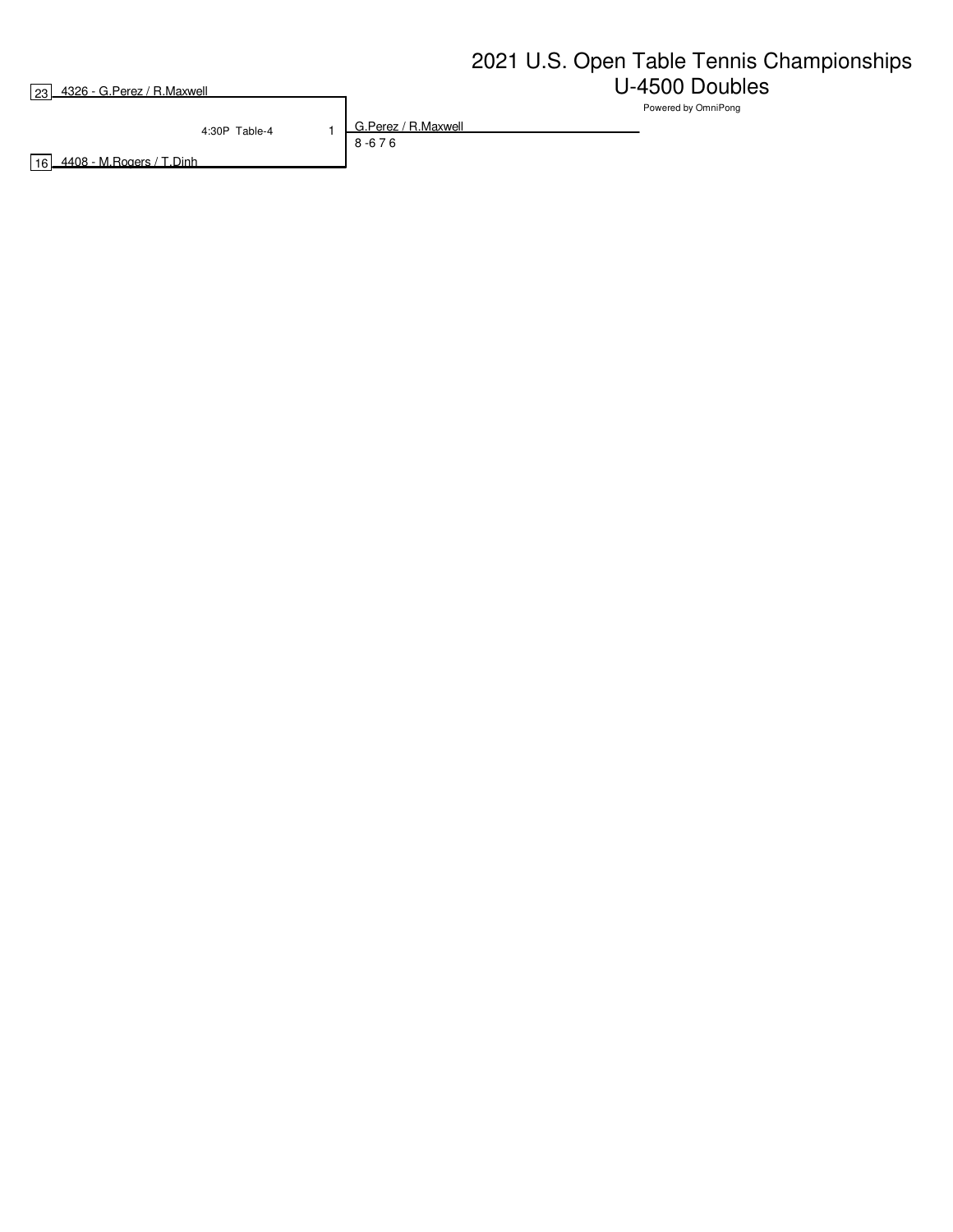# 2021 U.S. Open Table Tennis Championships

## U-4500 Doubles

Powered by OmniPong

23 4326 - G.Perez / R.Maxwell

4:30P Table-4 1

G.Perez / R.Maxwell

8 -6 7 6

16 4408 - M.Rogers / T.Dinh